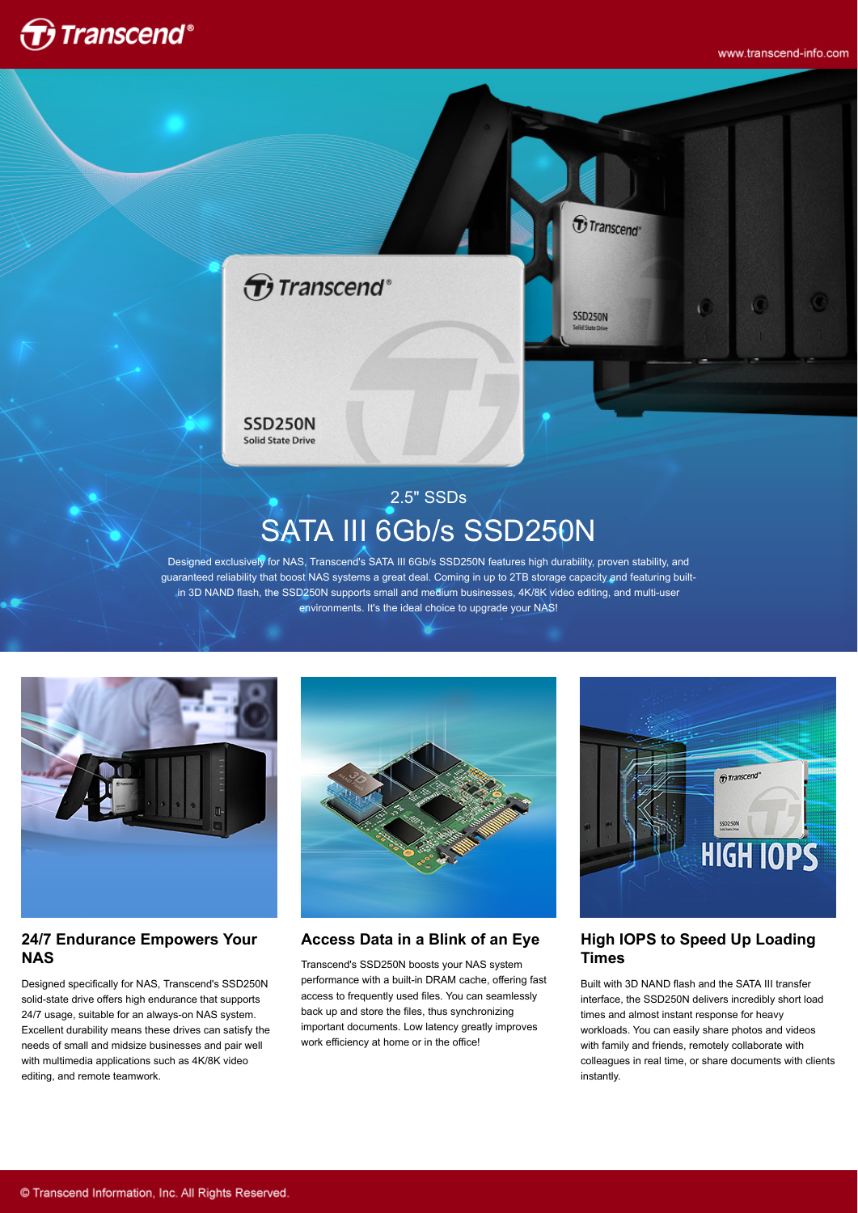2.5" SSDs

# SATA III 6Gb/s SSD250N

Designed exclusively for NAS, Transcend's SATA III 6Gb/s SSD250N features high durability, proven stability, and guaranteed reliability that boost NAS systems a great deal. Coming in up to 2TB storage capacity and featuring built-in 3D NAND flash, the SSD250N supports small and medium businesses, 4K/8K video editing, and multi-user environments. It's the ideal choice to upgrade your NAS!

### 24/7 Endurance Empowers Your NAS

Designed specifically for NAS, Transcend's SSD250N solid-state drive offers high endurance that supports 24/7 usage, suitable for an always-on NAS system. Excellent durability means these drives can satisfy the needs of small and midsize businesses and pair well with multimedia applications such as 4K/8K video editing, and remote teamwork.

### Access Data in a Blink of an Eye

Transcend's SSD250N boosts your NAS system performance with a built-in DRAM cache, offering fast access to frequently used files. You can seamlessly back up and store the files, thus synchronizing important documents. Low latency greatly improves work efficiency at home or in the office!

### High IOPS to Speed Up Loading Times

Built with 3D NAND flash and the SATA III transfer interface, the SSD250N delivers incredibly short load times and almost instant response for heavy workloads. You can easily share photos and videos with family and friends, remotely collaborate with colleagues in real time, or share documents with clients instantly.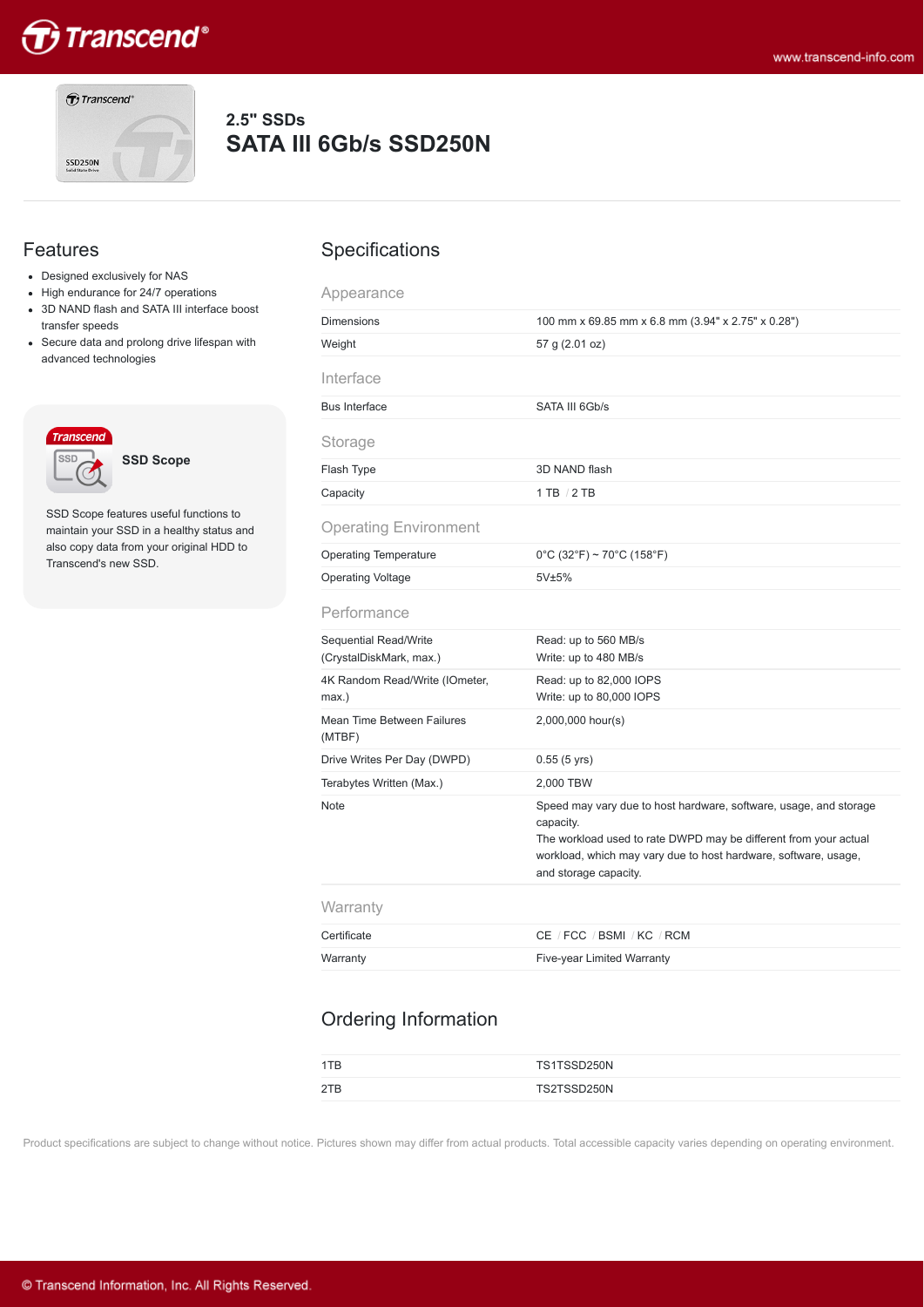## 2.5" SSDs

# SATA III 6Gb/s SSD250N

## Features

- Designed exclusively for NAS
- High endurance for 24/7 operations
- 3D NAND flash and SATA III interface boost transfer speeds
- Secure data and prolong drive lifespan with advanced technologies

**SSD Scope**

SSD Scope features useful functions to maintain your SSD in a healthy status and also copy data from your original HDD to Transcend's new SSD.

## Specifications

### Appearance

| | |
|---|---|
| Dimensions | 100 mm x 69.85 mm x 6.8 mm (3.94" x 2.75" x 0.28") |
| Weight | 57 g (2.01 oz) |

### Interface

| | |
|---|---|
| Bus Interface | SATA III 6Gb/s |

### Storage

| | |
|---|---|
| Flash Type | 3D NAND flash |
| Capacity | 1 TB / 2 TB |

### Operating Environment

| | |
|---|---|
| Operating Temperature | 0°C (32°F) ~ 70°C (158°F) |
| Operating Voltage | 5V±5% |

### Performance

| | |
|---|---|
| Sequential Read/Write (CrystalDiskMark, max.) | Read: up to 560 MB/s<br>Write: up to 480 MB/s |
| 4K Random Read/Write (IOmeter, max.) | Read: up to 82,000 IOPS<br>Write: up to 80,000 IOPS |
| Mean Time Between Failures (MTBF) | 2,000,000 hour(s) |
| Drive Writes Per Day (DWPD) | 0.55 (5 yrs) |
| Terabytes Written (Max.) | 2,000 TBW |
| Note | Speed may vary due to host hardware, software, usage, and storage capacity.<br>The workload used to rate DWPD may be different from your actual workload, which may vary due to host hardware, software, usage, and storage capacity. |

### Warranty

| | |
|---|---|
| Certificate | CE / FCC / BSMI / KC / RCM |
| Warranty | Five-year Limited Warranty |

## Ordering Information

| | |
|---|---|
| 1TB | TS1TSSD250N |
| 2TB | TS2TSSD250N |

Product specifications are subject to change without notice. Pictures shown may differ from actual products. Total accessible capacity varies depending on operating environment.